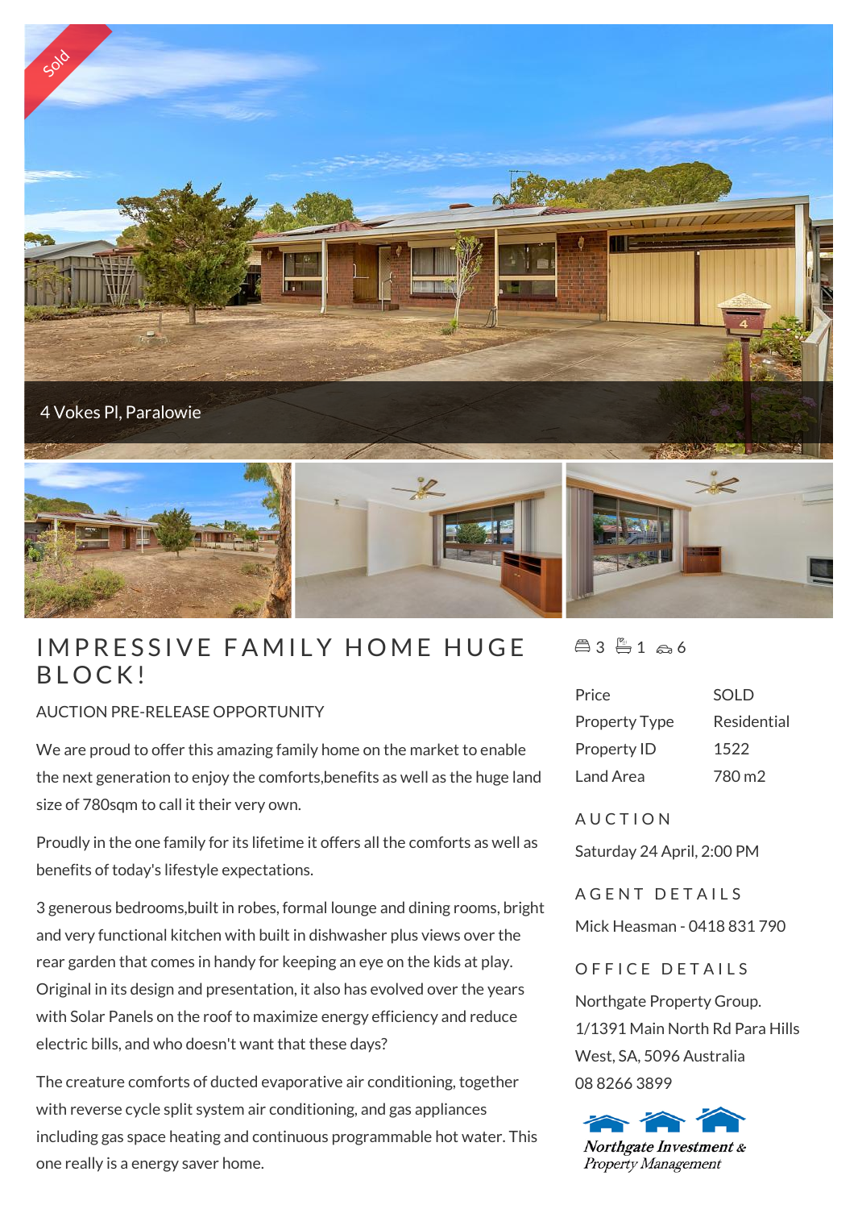Sold

4 Vokes Pl, Paralowie

# IMPRESSIVE FAMILY HOME HUGE BLOCK!

AUCTION PRE-RELEASE OPPORTUNITY

We are proud to offer this amazing family home on the market to enable the next generation to enjoy the comforts,benefits as well as the huge land size of 780sqm to call it their very own.

Proudly in the one family for its lifetime it offers all the comforts as well as benefits of today's lifestyle expectations.

3 generous bedrooms,built in robes, formal lounge and dining rooms, bright and very functional kitchen with built in dishwasher plus views over the rear garden that comes in handy for keeping an eye on the kids at play. Original in its design and presentation, it also has evolved over the years with Solar Panels on the roof to maximize energy efficiency and reduce electric bills, and who doesn't want that these days?

The creature comforts of ducted evaporative air conditioning, together with reverse cycle split system air conditioning, and gas appliances including gas space heating and continuous programmable hot water. This one really is a energy saver home.

3 bed | 1 bath | 6 car

| | |
|---|---|
| Price | SOLD |
| Property Type | Residential |
| Property ID | 1522 |
| Land Area | 780 m2 |

## AUCTION

Saturday 24 April, 2:00 PM

## AGENT DETAILS

Mick Heasman - 0418 831 790

## OFFICE DETAILS

Northgate Property Group.
1/1391 Main North Rd Para Hills West, SA, 5096 Australia
08 8266 3899

*Northgate Investment & Property Management*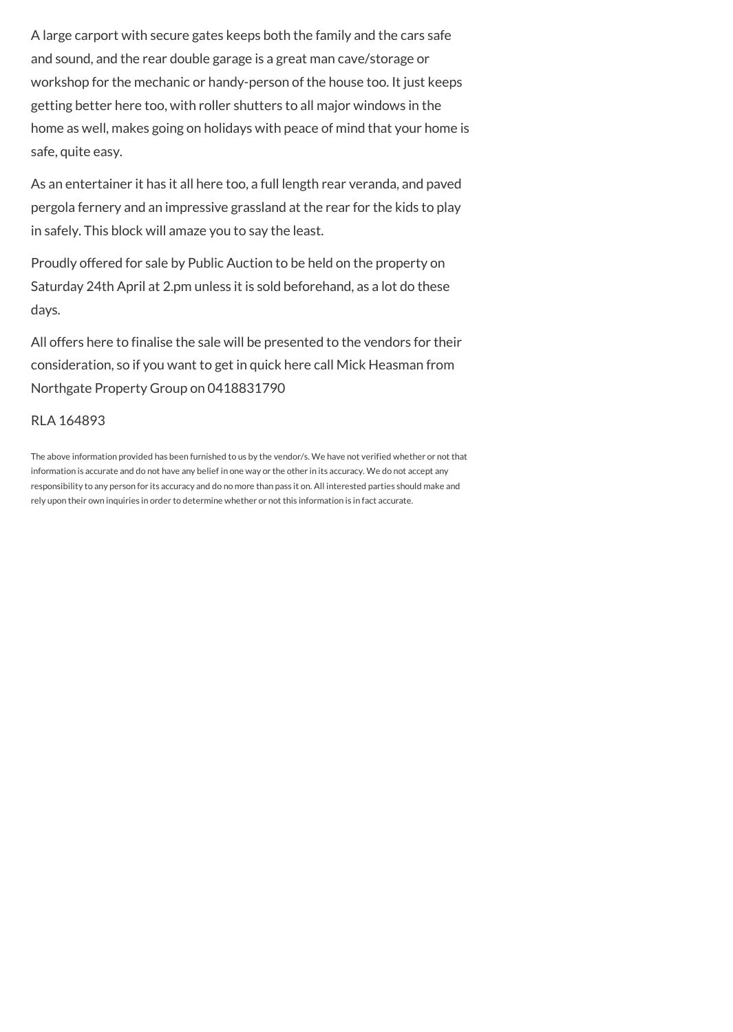A large carport with secure gates keeps both the family and the cars safe and sound, and the rear double garage is a great man cave/storage or workshop for the mechanic or handy-person of the house too. It just keeps getting better here too, with roller shutters to all major windows in the home as well, makes going on holidays with peace of mind that your home is safe, quite easy.

As an entertainer it has it all here too, a full length rear veranda, and paved pergola fernery and an impressive grassland at the rear for the kids to play in safely. This block will amaze you to say the least.

Proudly offered for sale by Public Auction to be held on the property on Saturday 24th April at 2.pm unless it is sold beforehand, as a lot do these days.

All offers here to finalise the sale will be presented to the vendors for their consideration, so if you want to get in quick here call Mick Heasman from Northgate Property Group on 0418831790

RLA 164893

The above information provided has been furnished to us by the vendor/s. We have not verified whether or not that information is accurate and do not have any belief in one way or the other in its accuracy. We do not accept any responsibility to any person for its accuracy and do no more than pass it on. All interested parties should make and rely upon their own inquiries in order to determine whether or not this information is in fact accurate.